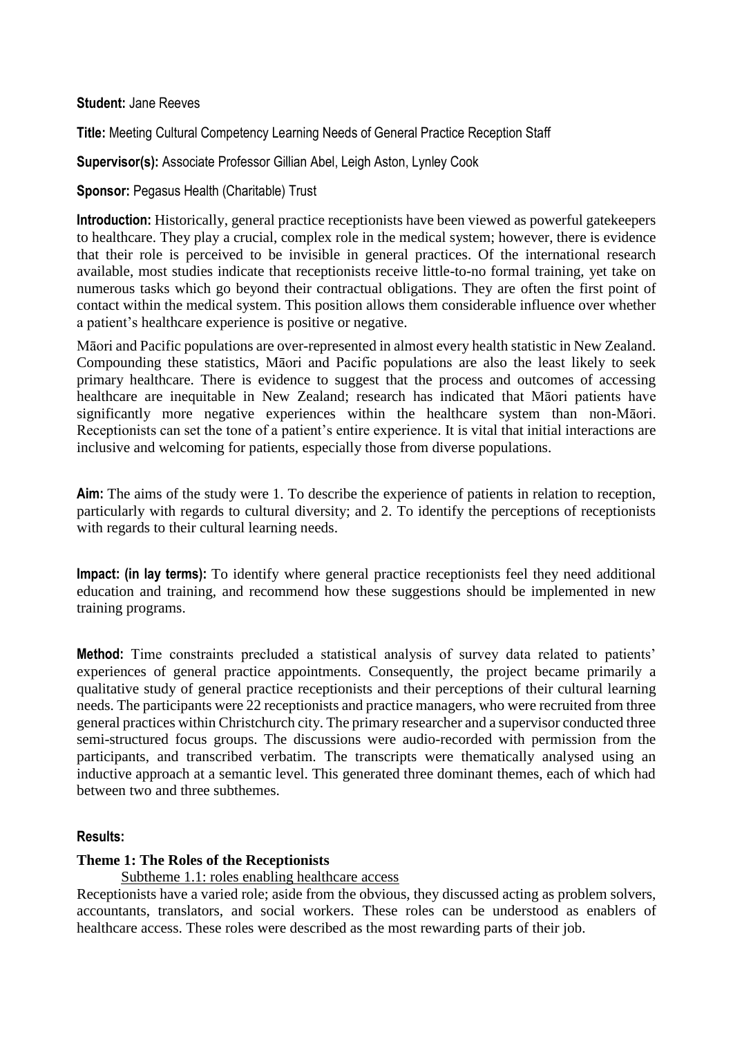**Student:** Jane Reeves

**Title:** Meeting Cultural Competency Learning Needs of General Practice Reception Staff

**Supervisor(s):** Associate Professor Gillian Abel, Leigh Aston, Lynley Cook

**Sponsor:** Pegasus Health (Charitable) Trust

**Introduction:** Historically, general practice receptionists have been viewed as powerful gatekeepers to healthcare. They play a crucial, complex role in the medical system; however, there is evidence that their role is perceived to be invisible in general practices. Of the international research available, most studies indicate that receptionists receive little-to-no formal training, yet take on numerous tasks which go beyond their contractual obligations. They are often the first point of contact within the medical system. This position allows them considerable influence over whether a patient's healthcare experience is positive or negative.

Māori and Pacific populations are over-represented in almost every health statistic in New Zealand. Compounding these statistics, Māori and Pacific populations are also the least likely to seek primary healthcare. There is evidence to suggest that the process and outcomes of accessing healthcare are inequitable in New Zealand; research has indicated that Māori patients have significantly more negative experiences within the healthcare system than non-Māori. Receptionists can set the tone of a patient's entire experience. It is vital that initial interactions are inclusive and welcoming for patients, especially those from diverse populations.

**Aim:** The aims of the study were 1. To describe the experience of patients in relation to reception, particularly with regards to cultural diversity; and 2. To identify the perceptions of receptionists with regards to their cultural learning needs.

**Impact: (in lay terms):** To identify where general practice receptionists feel they need additional education and training, and recommend how these suggestions should be implemented in new training programs.

**Method:** Time constraints precluded a statistical analysis of survey data related to patients' experiences of general practice appointments. Consequently, the project became primarily a qualitative study of general practice receptionists and their perceptions of their cultural learning needs. The participants were 22 receptionists and practice managers, who were recruited from three general practices within Christchurch city. The primary researcher and a supervisor conducted three semi-structured focus groups. The discussions were audio-recorded with permission from the participants, and transcribed verbatim. The transcripts were thematically analysed using an inductive approach at a semantic level. This generated three dominant themes, each of which had between two and three subthemes.

**Results:**

**Theme 1: The Roles of the Receptionists**

Subtheme 1.1: roles enabling healthcare access

Receptionists have a varied role; aside from the obvious, they discussed acting as problem solvers, accountants, translators, and social workers. These roles can be understood as enablers of healthcare access. These roles were described as the most rewarding parts of their job.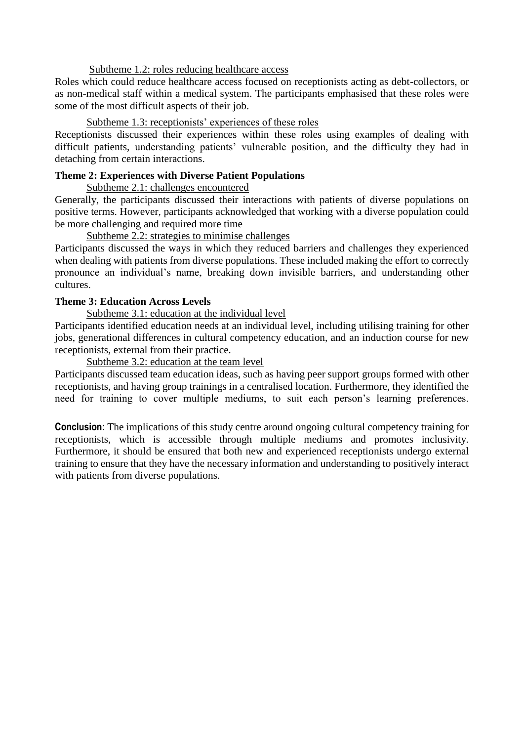Subtheme 1.2: roles reducing healthcare access

Roles which could reduce healthcare access focused on receptionists acting as debt-collectors, or as non-medical staff within a medical system. The participants emphasised that these roles were some of the most difficult aspects of their job.

Subtheme 1.3: receptionists' experiences of these roles

Receptionists discussed their experiences within these roles using examples of dealing with difficult patients, understanding patients' vulnerable position, and the difficulty they had in detaching from certain interactions.

**Theme 2: Experiences with Diverse Patient Populations**

Subtheme 2.1: challenges encountered

Generally, the participants discussed their interactions with patients of diverse populations on positive terms. However, participants acknowledged that working with a diverse population could be more challenging and required more time

Subtheme 2.2: strategies to minimise challenges

Participants discussed the ways in which they reduced barriers and challenges they experienced when dealing with patients from diverse populations. These included making the effort to correctly pronounce an individual's name, breaking down invisible barriers, and understanding other cultures.

**Theme 3: Education Across Levels**

Subtheme 3.1: education at the individual level

Participants identified education needs at an individual level, including utilising training for other jobs, generational differences in cultural competency education, and an induction course for new receptionists, external from their practice.

Subtheme 3.2: education at the team level

Participants discussed team education ideas, such as having peer support groups formed with other receptionists, and having group trainings in a centralised location. Furthermore, they identified the need for training to cover multiple mediums, to suit each person's learning preferences.

**Conclusion:** The implications of this study centre around ongoing cultural competency training for receptionists, which is accessible through multiple mediums and promotes inclusivity. Furthermore, it should be ensured that both new and experienced receptionists undergo external training to ensure that they have the necessary information and understanding to positively interact with patients from diverse populations.